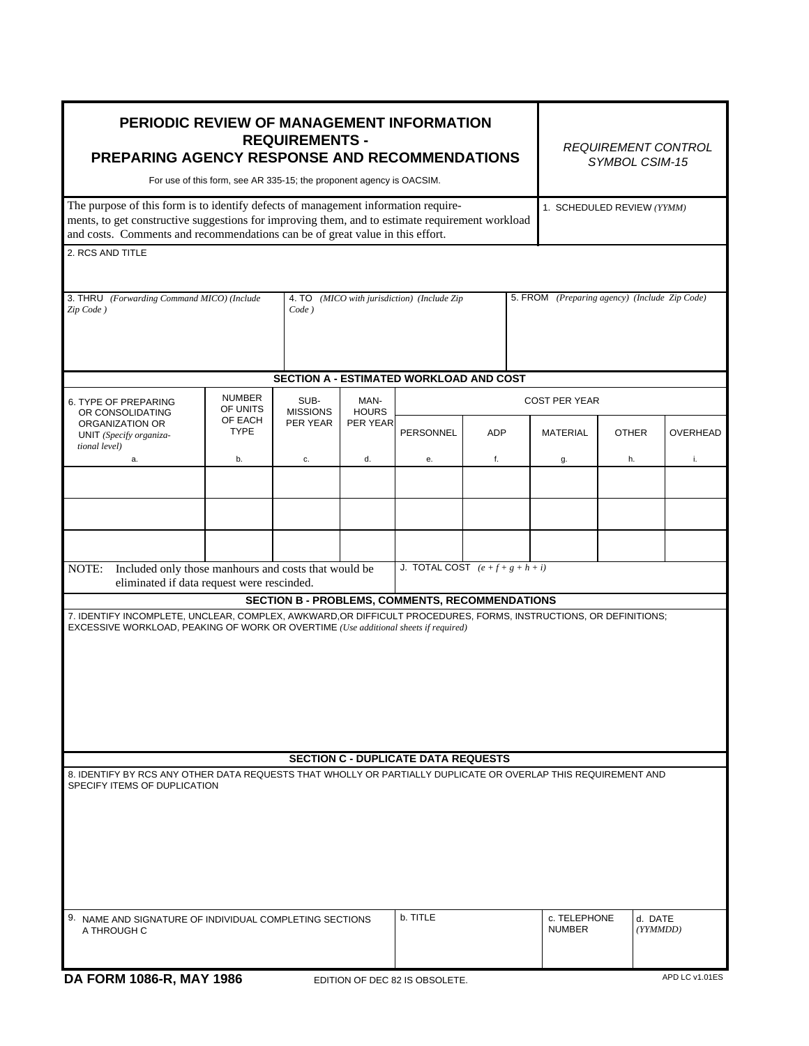# PERIODIC REVIEW OF MANAGEMENT INFORMATION REQUIREMENTS - PREPARING AGENCY RESPONSE AND RECOMMENDATIONS

For use of this form, see AR 335-15; the proponent agency is OACSIM.

*REQUIREMENT CONTROL SYMBOL CSIM-15*

The purpose of this form is to identify defects of management information requirements, to get constructive suggestions for improving them, and to estimate requirement workload and costs. Comments and recommendations can be of great value in this effort.

1. SCHEDULED REVIEW *(YYMM)*

2. RCS AND TITLE

| 3. THRU *(Forwarding Command MICO) (Include Zip Code )* | 4. TO *(MICO with jurisdiction) (Include Zip Code )* | 5. FROM *(Preparing agency) (Include Zip Code)* |
|---|---|---|
| | | |

## SECTION A - ESTIMATED WORKLOAD AND COST

| 6. TYPE OF PREPARING OR CONSOLIDATING ORGANIZATION OR UNIT *(Specify organizational level)* | NUMBER OF UNITS OF EACH TYPE | SUB-MISSIONS PER YEAR | MAN-HOURS PER YEAR | COST PER YEAR | | | | |
|---|---|---|---|---|---|---|---|---|
| | | | | PERSONNEL | ADP | MATERIAL | OTHER | OVERHEAD |
| a. | b. | c. | d. | e. | f. | g. | h. | i. |
| | | | | | | | | |
| | | | | | | | | |
| | | | | | | | | |

NOTE: Included only those manhours and costs that would be eliminated if data request were rescinded.

J. TOTAL COST *(e + f + g + h + i)*

## SECTION B - PROBLEMS, COMMENTS, RECOMMENDATIONS

7. IDENTIFY INCOMPLETE, UNCLEAR, COMPLEX, AWKWARD,OR DIFFICULT PROCEDURES, FORMS, INSTRUCTIONS, OR DEFINITIONS; EXCESSIVE WORKLOAD, PEAKING OF WORK OR OVERTIME *(Use additional sheets if required)*

## SECTION C - DUPLICATE DATA REQUESTS

8. IDENTIFY BY RCS ANY OTHER DATA REQUESTS THAT WHOLLY OR PARTIALLY DUPLICATE OR OVERLAP THIS REQUIREMENT AND SPECIFY ITEMS OF DUPLICATION

| 9. NAME AND SIGNATURE OF INDIVIDUAL COMPLETING SECTIONS A THROUGH C | b. TITLE | c. TELEPHONE NUMBER | d. DATE *(YYMMDD)* |
|---|---|---|---|
| | | | |

**DA FORM 1086-R, MAY 1986** EDITION OF DEC 82 IS OBSOLETE. APD LC v1.01ES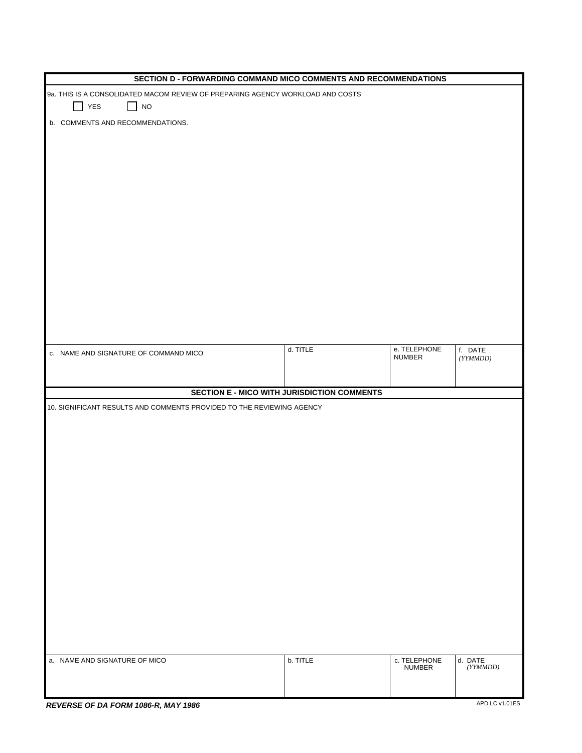## SECTION D - FORWARDING COMMAND MICO COMMENTS AND RECOMMENDATIONS

9a. THIS IS A CONSOLIDATED MACOM REVIEW OF PREPARING AGENCY WORKLOAD AND COSTS

☐ YES ☐ NO

b. COMMENTS AND RECOMMENDATIONS.

| c. NAME AND SIGNATURE OF COMMAND MICO | d. TITLE | e. TELEPHONE NUMBER | f. DATE *(YYMMDD)* |
|---|---|---|---|
| | | | |

## SECTION E - MICO WITH JURISDICTION COMMENTS

10. SIGNIFICANT RESULTS AND COMMENTS PROVIDED TO THE REVIEWING AGENCY

| a. NAME AND SIGNATURE OF MICO | b. TITLE | c. TELEPHONE NUMBER | d. DATE *(YYMMDD)* |
|---|---|---|---|
| | | | |

***REVERSE OF DA FORM 1086-R, MAY 1986***

APD LC v1.01ES